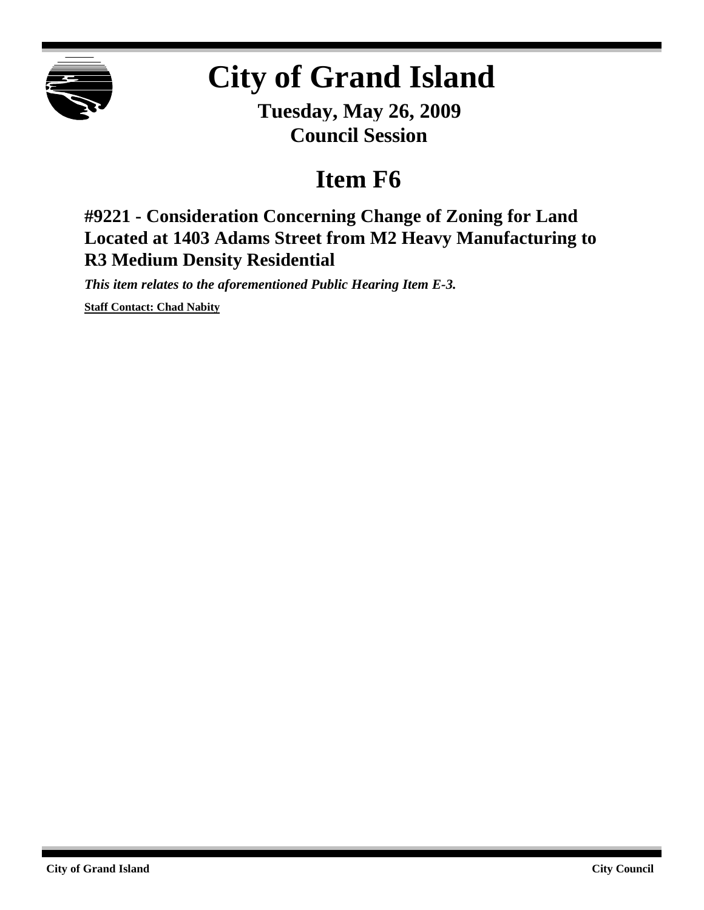# City of Grand Island

**Tuesday, May 26, 2009**
**Council Session**

## Item F6

### #9221 - Consideration Concerning Change of Zoning for Land Located at 1403 Adams Street from M2 Heavy Manufacturing to R3 Medium Density Residential

***This item relates to the aforementioned Public Hearing Item E-3.***

**Staff Contact: Chad Nabity**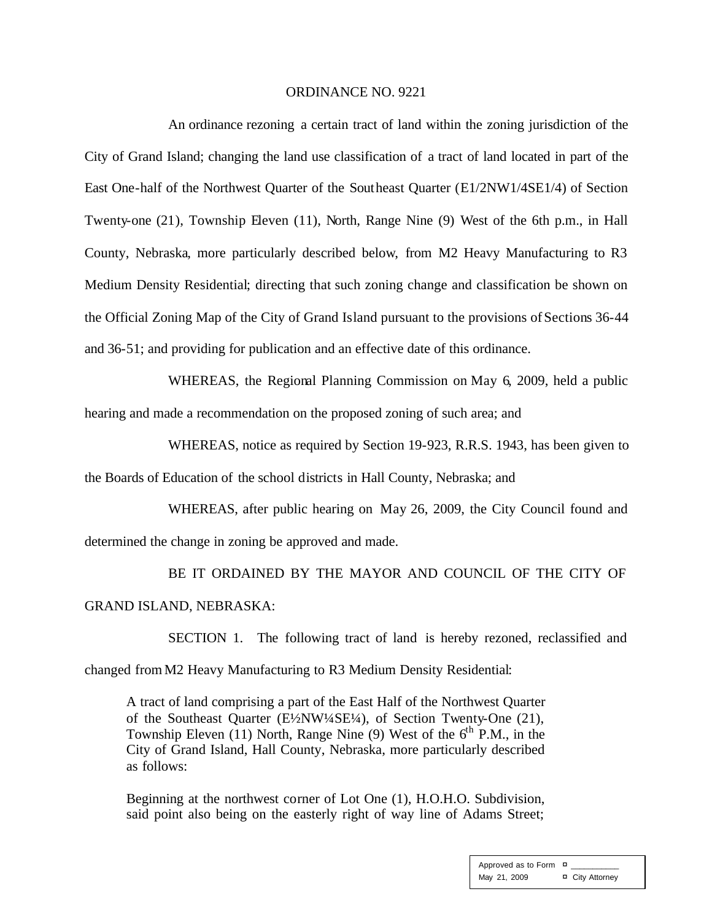ORDINANCE NO. 9221

An ordinance rezoning a certain tract of land within the zoning jurisdiction of the City of Grand Island; changing the land use classification of a tract of land located in part of the East One-half of the Northwest Quarter of the Southeast Quarter (E1/2NW1/4SE1/4) of Section Twenty-one (21), Township Eleven (11), North, Range Nine (9) West of the 6th p.m., in Hall County, Nebraska, more particularly described below, from M2 Heavy Manufacturing to R3 Medium Density Residential; directing that such zoning change and classification be shown on the Official Zoning Map of the City of Grand Island pursuant to the provisions of Sections 36-44 and 36-51; and providing for publication and an effective date of this ordinance.

WHEREAS, the Regional Planning Commission on May 6, 2009, held a public hearing and made a recommendation on the proposed zoning of such area; and

WHEREAS, notice as required by Section 19-923, R.R.S. 1943, has been given to the Boards of Education of the school districts in Hall County, Nebraska; and

WHEREAS, after public hearing on May 26, 2009, the City Council found and determined the change in zoning be approved and made.

BE IT ORDAINED BY THE MAYOR AND COUNCIL OF THE CITY OF GRAND ISLAND, NEBRASKA:

SECTION 1. The following tract of land is hereby rezoned, reclassified and changed from M2 Heavy Manufacturing to R3 Medium Density Residential:

> A tract of land comprising a part of the East Half of the Northwest Quarter of the Southeast Quarter (E½NW¼SE¼), of Section Twenty-One (21), Township Eleven (11) North, Range Nine (9) West of the 6th P.M., in the City of Grand Island, Hall County, Nebraska, more particularly described as follows:
>
> Beginning at the northwest corner of Lot One (1), H.O.H.O. Subdivision, said point also being on the easterly right of way line of Adams Street;

| Approved as to Form | ¤ ___________ |
|---|---|
| May 21, 2009 | ¤ City Attorney |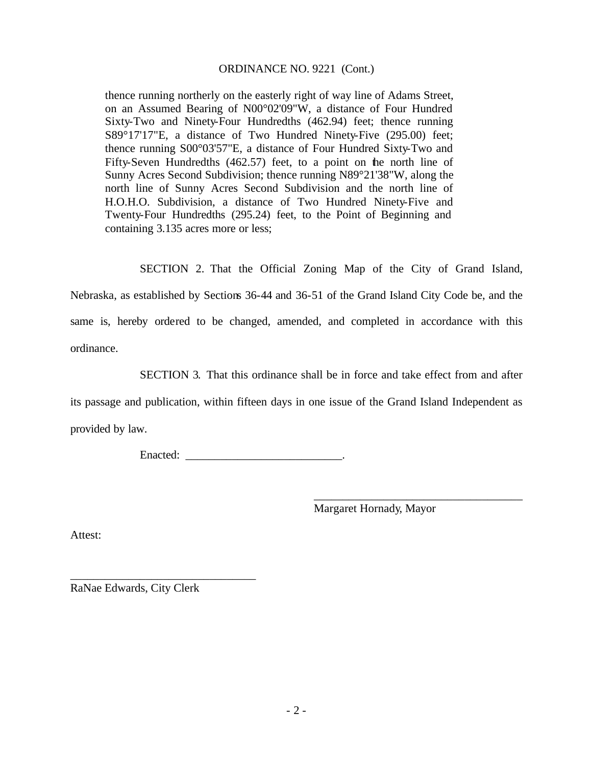ORDINANCE NO. 9221 (Cont.)

thence running northerly on the easterly right of way line of Adams Street, on an Assumed Bearing of N00°02'09"W, a distance of Four Hundred Sixty-Two and Ninety-Four Hundredths (462.94) feet; thence running S89°17'17"E, a distance of Two Hundred Ninety-Five (295.00) feet; thence running S00°03'57"E, a distance of Four Hundred Sixty-Two and Fifty-Seven Hundredths (462.57) feet, to a point on the north line of Sunny Acres Second Subdivision; thence running N89°21'38"W, along the north line of Sunny Acres Second Subdivision and the north line of H.O.H.O. Subdivision, a distance of Two Hundred Ninety-Five and Twenty-Four Hundredths (295.24) feet, to the Point of Beginning and containing 3.135 acres more or less;

SECTION 2. That the Official Zoning Map of the City of Grand Island, Nebraska, as established by Sections 36-44 and 36-51 of the Grand Island City Code be, and the same is, hereby ordered to be changed, amended, and completed in accordance with this ordinance.

SECTION 3. That this ordinance shall be in force and take effect from and after its passage and publication, within fifteen days in one issue of the Grand Island Independent as provided by law.

Enacted: ___________________________.

_____________________________________
Margaret Hornady, Mayor

Attest:

_________________________________
RaNae Edwards, City Clerk